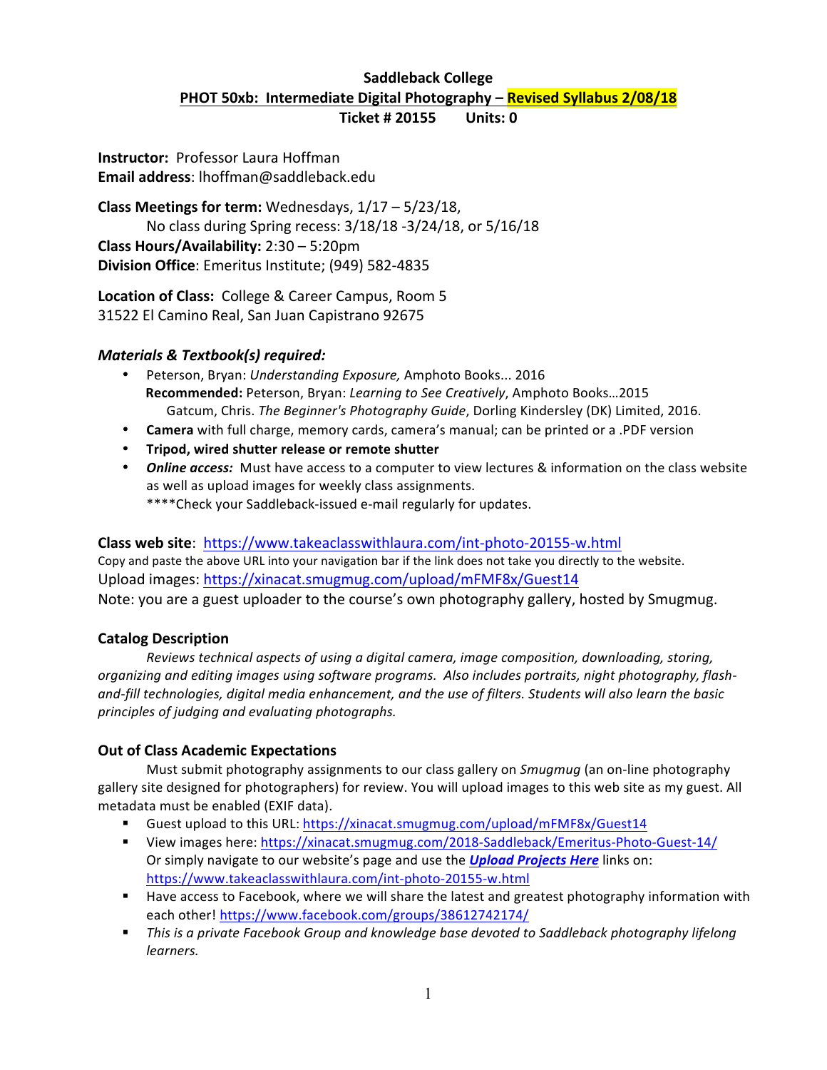# Saddleback College

## PHOT 50xb: Intermediate Digital Photography – Revised Syllabus 2/08/18

**Ticket # 20155 Units: 0**

**Instructor:** Professor Laura Hoffman
**Email address**: lhoffman@saddleback.edu

**Class Meetings for term:** Wednesdays, 1/17 – 5/23/18,
No class during Spring recess: 3/18/18 -3/24/18, or 5/16/18
**Class Hours/Availability:** 2:30 – 5:20pm
**Division Office**: Emeritus Institute; (949) 582-4835

**Location of Class:** College & Career Campus, Room 5
31522 El Camino Real, San Juan Capistrano 92675

### *Materials & Textbook(s) required:*

- Peterson, Bryan: *Understanding Exposure,* Amphoto Books... 2016
  **Recommended:** Peterson, Bryan: *Learning to See Creatively*, Amphoto Books…2015
  Gatcum, Chris. *The Beginner's Photography Guide*, Dorling Kindersley (DK) Limited, 2016.
- **Camera** with full charge, memory cards, camera's manual; can be printed or a .PDF version
- **Tripod, wired shutter release or remote shutter**
- ***Online access:*** Must have access to a computer to view lectures & information on the class website as well as upload images for weekly class assignments.
  ****Check your Saddleback-issued e-mail regularly for updates.

**Class web site**: https://www.takeaclasswithlaura.com/int-photo-20155-w.html
Copy and paste the above URL into your navigation bar if the link does not take you directly to the website.
Upload images: https://xinacat.smugmug.com/upload/mFMF8x/Guest14
Note: you are a guest uploader to the course's own photography gallery, hosted by Smugmug.

### Catalog Description

*Reviews technical aspects of using a digital camera, image composition, downloading, storing, organizing and editing images using software programs. Also includes portraits, night photography, flash-and-fill technologies, digital media enhancement, and the use of filters. Students will also learn the basic principles of judging and evaluating photographs.*

### Out of Class Academic Expectations

Must submit photography assignments to our class gallery on *Smugmug* (an on-line photography gallery site designed for photographers) for review. You will upload images to this web site as my guest. All metadata must be enabled (EXIF data).

- Guest upload to this URL: https://xinacat.smugmug.com/upload/mFMF8x/Guest14
- View images here: https://xinacat.smugmug.com/2018-Saddleback/Emeritus-Photo-Guest-14/
  Or simply navigate to our website's page and use the ***Upload Projects Here*** links on: https://www.takeaclasswithlaura.com/int-photo-20155-w.html
- Have access to Facebook, where we will share the latest and greatest photography information with each other! https://www.facebook.com/groups/38612742174/
- *This is a private Facebook Group and knowledge base devoted to Saddleback photography lifelong learners.*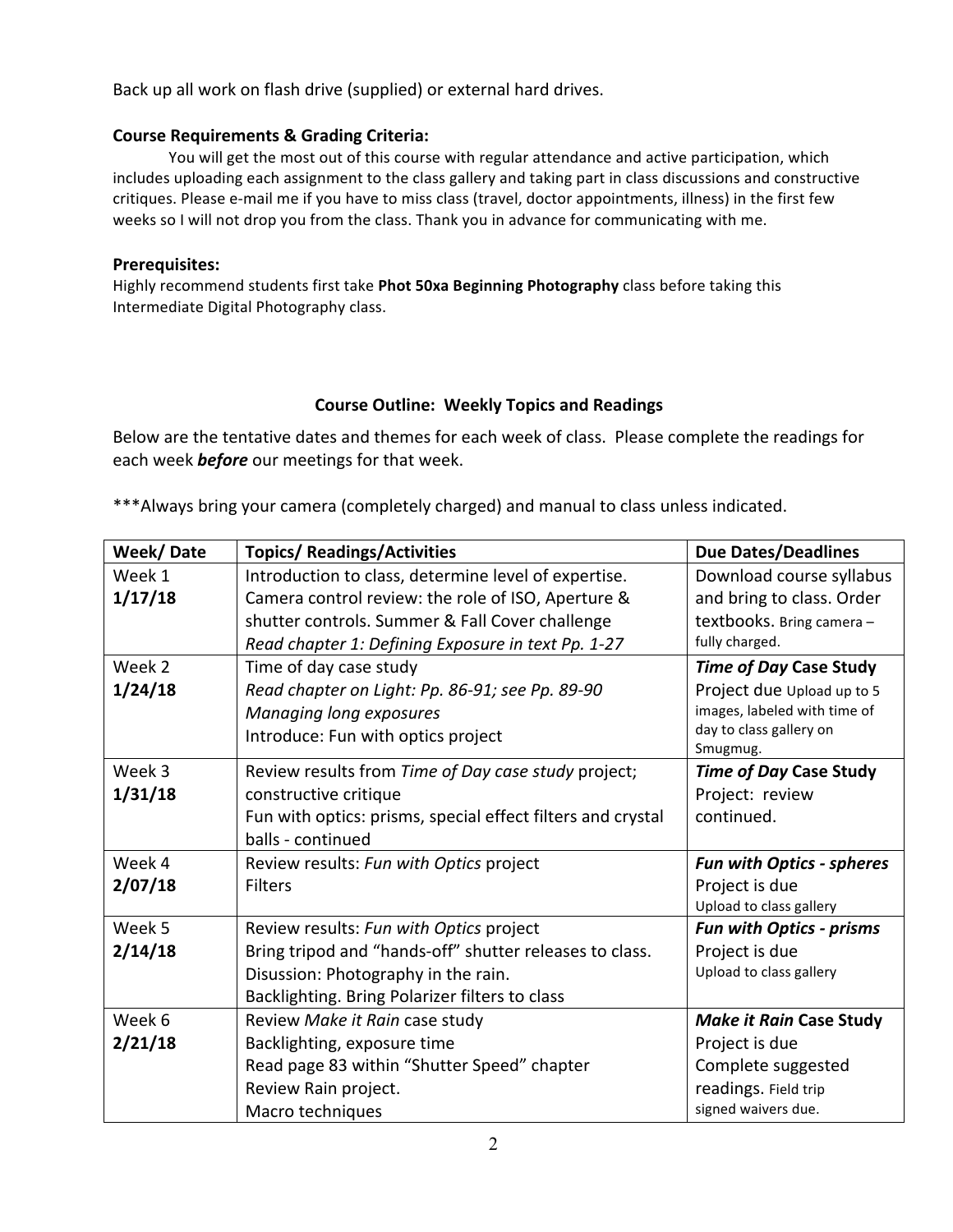Back up all work on flash drive (supplied) or external hard drives.

**Course Requirements & Grading Criteria:**

You will get the most out of this course with regular attendance and active participation, which includes uploading each assignment to the class gallery and taking part in class discussions and constructive critiques. Please e-mail me if you have to miss class (travel, doctor appointments, illness) in the first few weeks so I will not drop you from the class. Thank you in advance for communicating with me.

**Prerequisites:**

Highly recommend students first take **Phot 50xa Beginning Photography** class before taking this Intermediate Digital Photography class.

## Course Outline: Weekly Topics and Readings

Below are the tentative dates and themes for each week of class. Please complete the readings for each week ***before*** our meetings for that week.

***Always bring your camera (completely charged) and manual to class unless indicated.

| Week/ Date | Topics/ Readings/Activities | Due Dates/Deadlines |
|---|---|---|
| Week 1 **1/17/18** | Introduction to class, determine level of expertise. Camera control review: the role of ISO, Aperture & shutter controls. Summer & Fall Cover challenge *Read chapter 1: Defining Exposure in text Pp. 1-27* | Download course syllabus and bring to class. Order textbooks. Bring camera – fully charged. |
| Week 2 **1/24/18** | Time of day case study *Read chapter on Light: Pp. 86-91; see Pp. 89-90* *Managing long exposures* Introduce: Fun with optics project | ***Time of Day* Case Study** Project due Upload up to 5 images, labeled with time of day to class gallery on Smugmug. |
| Week 3 **1/31/18** | Review results from *Time of Day case study* project; constructive critique Fun with optics: prisms, special effect filters and crystal balls - continued | ***Time of Day* Case Study** Project: review continued. |
| Week 4 **2/07/18** | Review results: *Fun with Optics* project Filters | ***Fun with Optics - spheres*** Project is due Upload to class gallery |
| Week 5 **2/14/18** | Review results: *Fun with Optics* project Bring tripod and "hands-off" shutter releases to class. Disussion: Photography in the rain. Backlighting. Bring Polarizer filters to class | ***Fun with Optics - prisms*** Project is due Upload to class gallery |
| Week 6 **2/21/18** | Review *Make it Rain* case study Backlighting, exposure time Read page 83 within "Shutter Speed" chapter Review Rain project. Macro techniques | ***Make it Rain* Case Study** Project is due Complete suggested readings. Field trip signed waivers due. |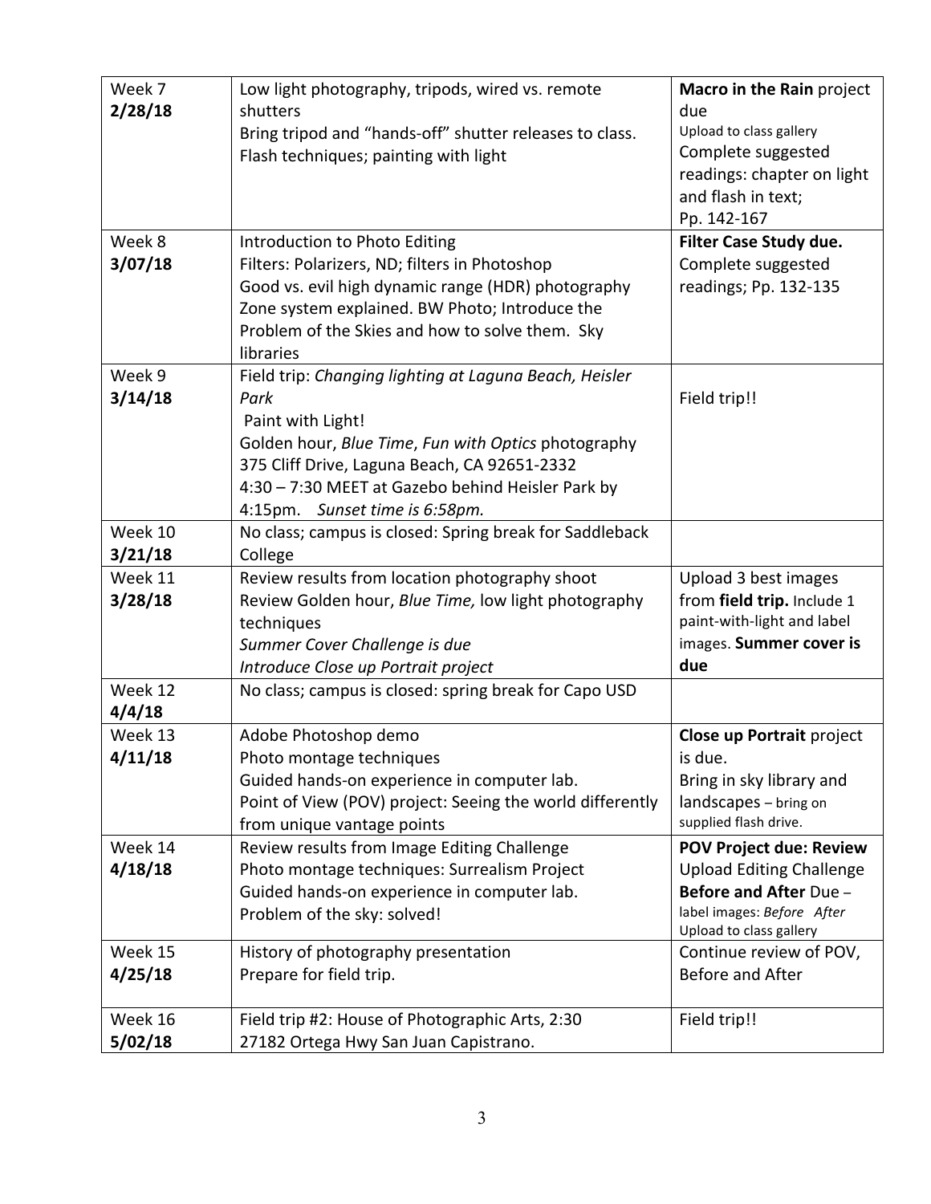| Week 7 **2/28/18** | Low light photography, tripods, wired vs. remote shutters<br>Bring tripod and "hands-off" shutter releases to class.<br>Flash techniques; painting with light | **Macro in the Rain** project due<br>Upload to class gallery<br>Complete suggested readings: chapter on light and flash in text;<br>Pp. 142-167 |
|---|---|---|
| Week 8 **3/07/18** | Introduction to Photo Editing<br>Filters: Polarizers, ND; filters in Photoshop<br>Good vs. evil high dynamic range (HDR) photography<br>Zone system explained. BW Photo; Introduce the Problem of the Skies and how to solve them. Sky libraries | **Filter Case Study due.**<br>Complete suggested readings; Pp. 132-135 |
| Week 9 **3/14/18** | Field trip: *Changing lighting at Laguna Beach, Heisler Park*<br>Paint with Light!<br>Golden hour, *Blue Time*, *Fun with Optics* photography<br>375 Cliff Drive, Laguna Beach, CA 92651-2332<br>4:30 – 7:30 MEET at Gazebo behind Heisler Park by 4:15pm. *Sunset time is 6:58pm.* | Field trip!! |
| Week 10 **3/21/18** | No class; campus is closed: Spring break for Saddleback College | |
| Week 11 **3/28/18** | Review results from location photography shoot<br>Review Golden hour, *Blue Time,* low light photography techniques<br>*Summer Cover Challenge is due*<br>*Introduce Close up Portrait project* | Upload 3 best images from **field trip.** Include 1 paint-with-light and label images. **Summer cover is due** |
| Week 12 **4/4/18** | No class; campus is closed: spring break for Capo USD | |
| Week 13 **4/11/18** | Adobe Photoshop demo<br>Photo montage techniques<br>Guided hands-on experience in computer lab.<br>Point of View (POV) project: Seeing the world differently from unique vantage points | **Close up Portrait** project is due.<br>Bring in sky library and landscapes – bring on supplied flash drive. |
| Week 14 **4/18/18** | Review results from Image Editing Challenge<br>Photo montage techniques: Surrealism Project<br>Guided hands-on experience in computer lab.<br>Problem of the sky: solved! | **POV Project due: Review**<br>Upload Editing Challenge<br>**Before and After** Due – label images: *Before After*<br>Upload to class gallery |
| Week 15 **4/25/18** | History of photography presentation<br>Prepare for field trip. | Continue review of POV, Before and After |
| Week 16 **5/02/18** | Field trip #2: House of Photographic Arts, 2:30<br>27182 Ortega Hwy San Juan Capistrano. | Field trip!! |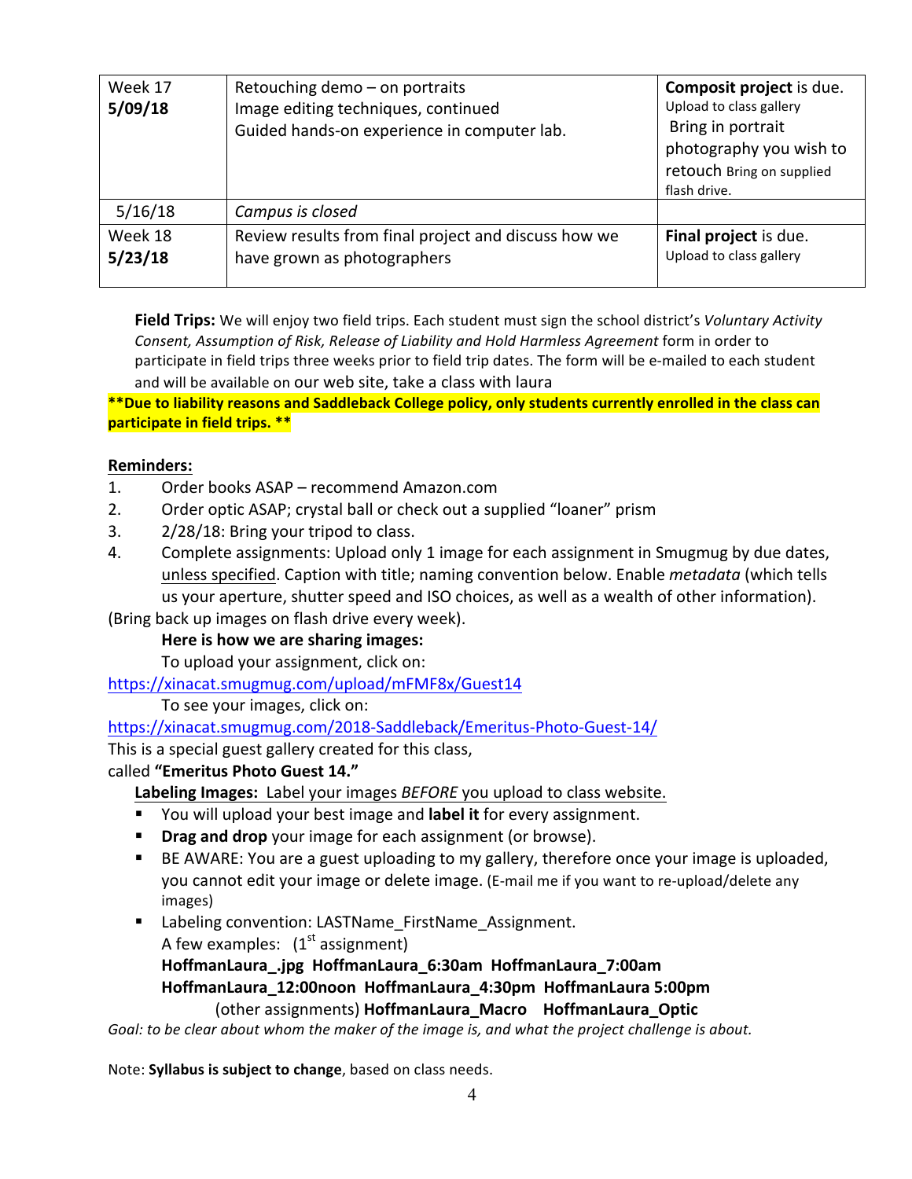| Week 17 **5/09/18** | Retouching demo – on portraits<br>Image editing techniques, continued<br>Guided hands-on experience in computer lab. | **Composit project** is due. Upload to class gallery<br>Bring in portrait photography you wish to retouch Bring on supplied flash drive. |
|---|---|---|
| 5/16/18 | *Campus is closed* | |
| Week 18 **5/23/18** | Review results from final project and discuss how we have grown as photographers | **Final project** is due. Upload to class gallery |

**Field Trips:** We will enjoy two field trips. Each student must sign the school district's *Voluntary Activity Consent, Assumption of Risk, Release of Liability and Hold Harmless Agreement* form in order to participate in field trips three weeks prior to field trip dates. The form will be e-mailed to each student and will be available on our web site, take a class with laura

****Due to liability reasons and Saddleback College policy, only students currently enrolled in the class can participate in field trips. ****

**Reminders:**

1. Order books ASAP – recommend Amazon.com
2. Order optic ASAP; crystal ball or check out a supplied "loaner" prism
3. 2/28/18: Bring your tripod to class.
4. Complete assignments: Upload only 1 image for each assignment in Smugmug by due dates, unless specified. Caption with title; naming convention below. Enable *metadata* (which tells us your aperture, shutter speed and ISO choices, as well as a wealth of other information).

(Bring back up images on flash drive every week).

**Here is how we are sharing images:**

To upload your assignment, click on:
https://xinacat.smugmug.com/upload/mFMF8x/Guest14

To see your images, click on:
https://xinacat.smugmug.com/2018-Saddleback/Emeritus-Photo-Guest-14/

This is a special guest gallery created for this class, called **"Emeritus Photo Guest 14."**

**Labeling Images:** Label your images *BEFORE* you upload to class website.

- You will upload your best image and **label it** for every assignment.
- **Drag and drop** your image for each assignment (or browse).
- BE AWARE: You are a guest uploading to my gallery, therefore once your image is uploaded, you cannot edit your image or delete image. (E-mail me if you want to re-upload/delete any images)
- Labeling convention: LASTName_FirstName_Assignment.
  A few examples: (1st assignment)
  **HoffmanLaura_.jpg HoffmanLaura_6:30am HoffmanLaura_7:00am HoffmanLaura_12:00noon HoffmanLaura_4:30pm HoffmanLaura 5:00pm**
  (other assignments) **HoffmanLaura_Macro HoffmanLaura_Optic**

*Goal: to be clear about whom the maker of the image is, and what the project challenge is about.*

Note: **Syllabus is subject to change**, based on class needs.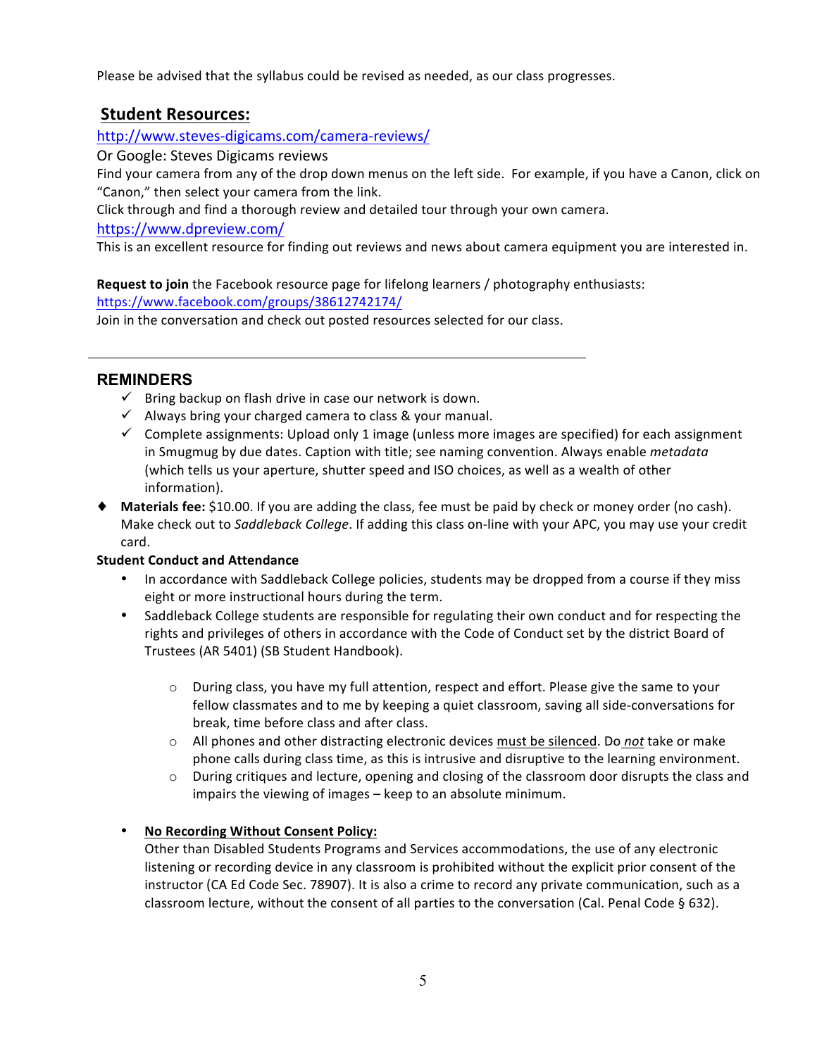Please be advised that the syllabus could be revised as needed, as our class progresses.

## Student Resources:

http://www.steves-digicams.com/camera-reviews/

Or Google: Steves Digicams reviews

Find your camera from any of the drop down menus on the left side. For example, if you have a Canon, click on "Canon," then select your camera from the link.

Click through and find a thorough review and detailed tour through your own camera.

https://www.dpreview.com/

This is an excellent resource for finding out reviews and news about camera equipment you are interested in.

**Request to join** the Facebook resource page for lifelong learners / photography enthusiasts:

https://www.facebook.com/groups/38612742174/

Join in the conversation and check out posted resources selected for our class.

---

## REMINDERS

- ✓ Bring backup on flash drive in case our network is down.
- ✓ Always bring your charged camera to class & your manual.
- ✓ Complete assignments: Upload only 1 image (unless more images are specified) for each assignment in Smugmug by due dates. Caption with title; see naming convention. Always enable *metadata* (which tells us your aperture, shutter speed and ISO choices, as well as a wealth of other information).

- ♦ **Materials fee:** $10.00. If you are adding the class, fee must be paid by check or money order (no cash). Make check out to *Saddleback College*. If adding this class on-line with your APC, you may use your credit card.

**Student Conduct and Attendance**

- In accordance with Saddleback College policies, students may be dropped from a course if they miss eight or more instructional hours during the term.
- Saddleback College students are responsible for regulating their own conduct and for respecting the rights and privileges of others in accordance with the Code of Conduct set by the district Board of Trustees (AR 5401) (SB Student Handbook).
  - During class, you have my full attention, respect and effort. Please give the same to your fellow classmates and to me by keeping a quiet classroom, saving all side-conversations for break, time before class and after class.
  - All phones and other distracting electronic devices <u>must be silenced</u>. Do ***not*** take or make phone calls during class time, as this is intrusive and disruptive to the learning environment.
  - During critiques and lecture, opening and closing of the classroom door disrupts the class and impairs the viewing of images – keep to an absolute minimum.

- **<u>No Recording Without Consent Policy:</u>**
  Other than Disabled Students Programs and Services accommodations, the use of any electronic listening or recording device in any classroom is prohibited without the explicit prior consent of the instructor (CA Ed Code Sec. 78907). It is also a crime to record any private communication, such as a classroom lecture, without the consent of all parties to the conversation (Cal. Penal Code § 632).